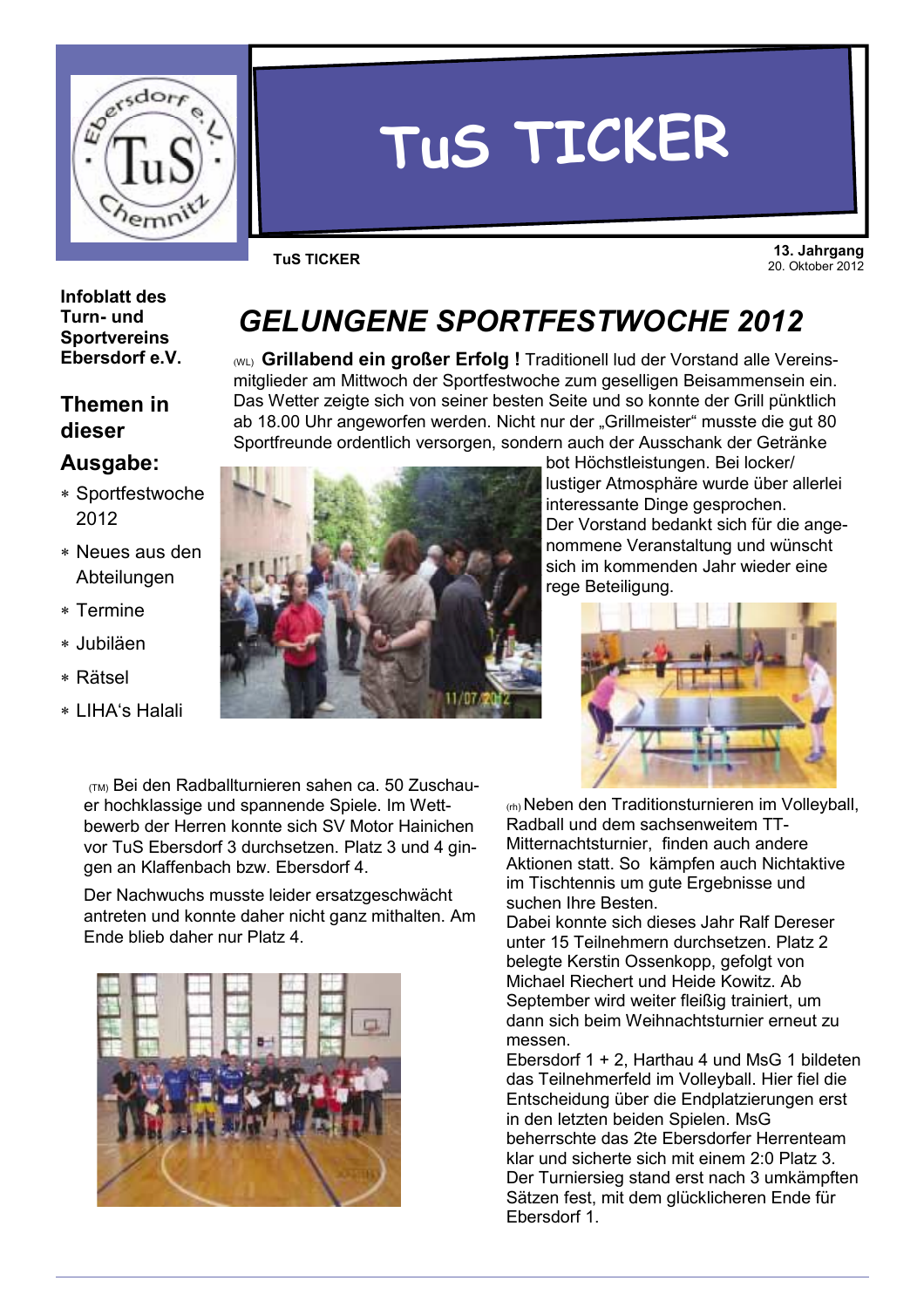# TuS TICKER

**TuS TICKER**

**13. Jahrgang**
20. Oktober 2012

**Infoblatt des Turn- und Sportvereins Ebersdorf e.V.**

## Themen in dieser Ausgabe:

- Sportfestwoche 2012
- Neues aus den Abteilungen
- Termine
- Jubiläen
- Rätsel
- LIHA's Halali

# *GELUNGENE SPORTFESTWOCHE 2012*

(WL) **Grillabend ein großer Erfolg !** Traditionell lud der Vorstand alle Vereinsmitglieder am Mittwoch der Sportfestwoche zum geselligen Beisammensein ein. Das Wetter zeigte sich von seiner besten Seite und so konnte der Grill pünktlich ab 18.00 Uhr angeworfen werden. Nicht nur der „Grillmeister" musste die gut 80 Sportfreunde ordentlich versorgen, sondern auch der Ausschank der Getränke bot Höchstleistungen. Bei locker/lustiger Atmosphäre wurde über allerlei interessante Dinge gesprochen.
Der Vorstand bedankt sich für die angenommene Veranstaltung und wünscht sich im kommenden Jahr wieder eine rege Beteiligung.

(TM) Bei den Radballturnieren sahen ca. 50 Zuschauer hochklassige und spannende Spiele. Im Wettbewerb der Herren konnte sich SV Motor Hainichen vor TuS Ebersdorf 3 durchsetzen. Platz 3 und 4 gingen an Klaffenbach bzw. Ebersdorf 4.

Der Nachwuchs musste leider ersatzgeschwächt antreten und konnte daher nicht ganz mithalten. Am Ende blieb daher nur Platz 4.

(rh) Neben den Traditionsturnieren im Volleyball, Radball und dem sachsenweiten TT-Mitternachtsturnier, finden auch andere Aktionen statt. So kämpfen auch Nichtaktive im Tischtennis um gute Ergebnisse und suchen Ihre Besten.
Dabei konnte sich dieses Jahr Ralf Dereser unter 15 Teilnehmern durchsetzen. Platz 2 belegte Kerstin Ossenkopp, gefolgt von Michael Riechert und Heide Kowitz. Ab September wird weiter fleißig trainiert, um dann sich beim Weihnachtsturnier erneut zu messen.
Ebersdorf 1 + 2, Harthau 4 und MsG 1 bildeten das Teilnehmerfeld im Volleyball. Hier fiel die Entscheidung über die Endplatzierungen erst in den letzten beiden Spielen. MsG beherrschte das 2te Ebersdorfer Herrenteam klar und sicherte sich mit einem 2:0 Platz 3. Der Turniersieg stand erst nach 3 umkämpften Sätzen fest, mit dem glücklicheren Ende für Ebersdorf 1.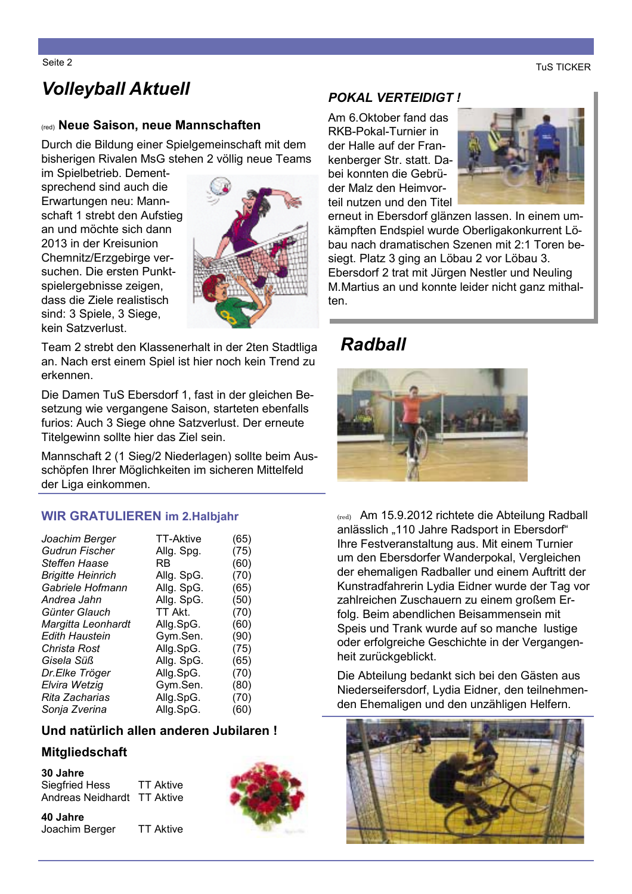# Volleyball Aktuell

<sub>(red)</sub> **Neue Saison, neue Mannschaften**

Durch die Bildung einer Spielgemeinschaft mit dem bisherigen Rivalen MsG stehen 2 völlig neue Teams im Spielbetrieb. Dementsprechend sind auch die Erwartungen neu: Mannschaft 1 strebt den Aufstieg an und möchte sich dann 2013 in der Kreisunion Chemnitz/Erzgebirge versuchen. Die ersten Punktspielergebnisse zeigen, dass die Ziele realistisch sind: 3 Spiele, 3 Siege, kein Satzverlust.

Team 2 strebt den Klassenerhalt in der 2ten Stadtliga an. Nach erst einem Spiel ist hier noch kein Trend zu erkennen.

Die Damen TuS Ebersdorf 1, fast in der gleichen Besetzung wie vergangene Saison, starteten ebenfalls furios: Auch 3 Siege ohne Satzverlust. Der erneute Titelgewinn sollte hier das Ziel sein.

Mannschaft 2 (1 Sieg/2 Niederlagen) sollte beim Ausschöpfen Ihrer Möglichkeiten im sicheren Mittelfeld der Liga einkommen.

## WIR GRATULIEREN im 2.Halbjahr

| | | |
|---|---|---|
| *Joachim Berger* | TT-Aktive | (65) |
| *Gudrun Fischer* | Allg. Spg. | (75) |
| *Steffen Haase* | RB | (60) |
| *Brigitte Heinrich* | Allg. SpG. | (70) |
| *Gabriele Hofmann* | Allg. SpG. | (65) |
| *Andrea Jahn* | Allg. SpG. | (50) |
| *Günter Glauch* | TT Akt. | (70) |
| *Margitta Leonhardt* | Allg.SpG. | (60) |
| *Edith Haustein* | Gym.Sen. | (90) |
| *Christa Rost* | Allg.SpG. | (75) |
| *Gisela Süß* | Allg. SpG. | (65) |
| *Dr.Elke Tröger* | Allg.SpG. | (70) |
| *Elvira Wetzig* | Gym.Sen. | (80) |
| *Rita Zacharias* | Allg.SpG. | (70) |
| *Sonja Zverina* | Allg.SpG. | (60) |

**Und natürlich allen anderen Jubilaren !**

### Mitgliedschaft

**30 Jahre**
Siegfried Hess — TT Aktive
Andreas Neidhardt — TT Aktive

**40 Jahre**
Joachim Berger — TT Aktive

## POKAL VERTEIDIGT !

Am 6.Oktober fand das RKB-Pokal-Turnier in der Halle auf der Frankenberger Str. statt. Dabei konnten die Gebrüder Malz den Heimvorteil nutzen und den Titel erneut in Ebersdorf glänzen lassen. In einem umkämpften Endspiel wurde Oberligakonkurrent Löbau nach dramatischen Szenen mit 2:1 Toren besiegt. Platz 3 ging an Löbau 2 vor Löbau 3. Ebersdorf 2 trat mit Jürgen Nestler und Neuling M.Martius an und konnte leider nicht ganz mithalten.

# Radball

<sub>(red)</sub> Am 15.9.2012 richtete die Abteilung Radball anlässlich „110 Jahre Radsport in Ebersdorf" Ihre Festveranstaltung aus. Mit einem Turnier um den Ebersdorfer Wanderpokal, Vergleichen der ehemaligen Radballer und einem Auftritt der Kunstradfahrerin Lydia Eidner wurde der Tag vor zahlreichen Zuschauern zu einem großem Erfolg. Beim abendlichen Beisammensein mit Speis und Trank wurde auf so manche lustige oder erfolgreiche Geschichte in der Vergangenheit zurückgeblickt.

Die Abteilung bedankt sich bei den Gästen aus Niederseifersdorf, Lydia Eidner, den teilnehmenden Ehemaligen und den unzähligen Helfern.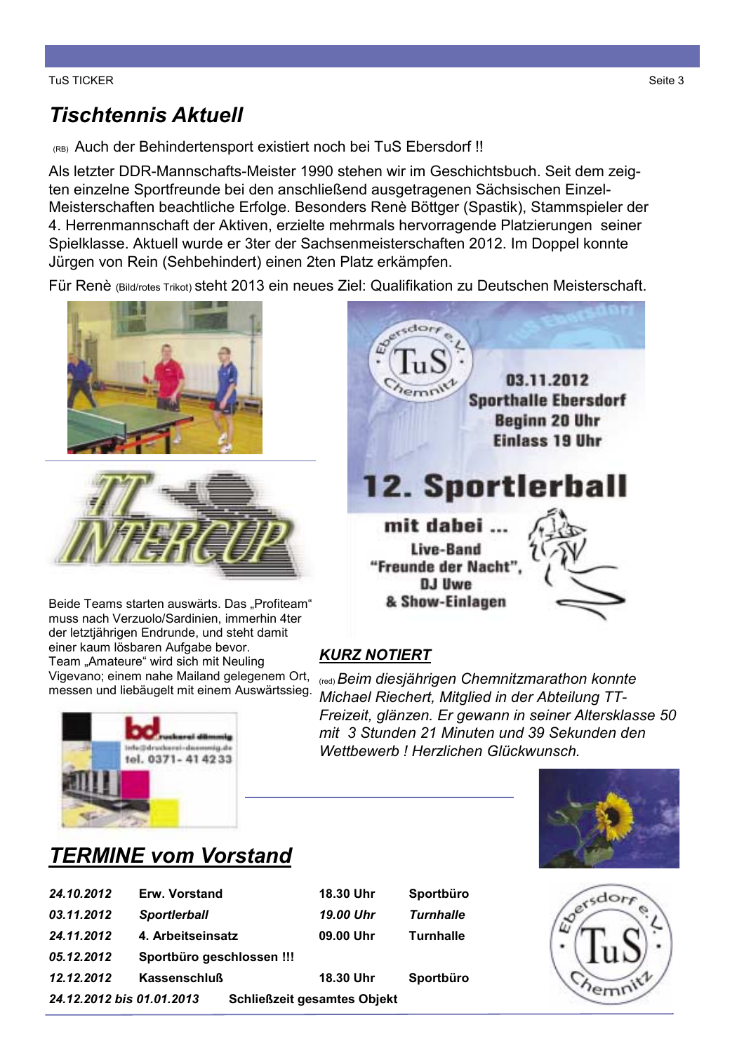# Tischtennis Aktuell

(RB) Auch der Behindertensport existiert noch bei TuS Ebersdorf !!

Als letzter DDR-Mannschafts-Meister 1990 stehen wir im Geschichtsbuch. Seit dem zeigten einzelne Sportfreunde bei den anschließend ausgetragenen Sächsischen Einzel-Meisterschaften beachtliche Erfolge. Besonders Renè Böttger (Spastik), Stammspieler der 4. Herrenmannschaft der Aktiven, erzielte mehrmals hervorragende Platzierungen seiner Spielklasse. Aktuell wurde er 3ter der Sachsenmeisterschaften 2012. Im Doppel konnte Jürgen von Rein (Sehbehindert) einen 2ten Platz erkämpfen.

Für Renè (Bild/rotes Trikot) steht 2013 ein neues Ziel: Qualifikation zu Deutschen Meisterschaft.

TT INTERCUP

Beide Teams starten auswärts. Das „Profiteam" muss nach Verzuolo/Sardinien, immerhin 4ter der letztjährigen Endrunde, und steht damit einer kaum lösbaren Aufgabe bevor.
Team „Amateure" wird sich mit Neuling Vigevano; einem nahe Mailand gelegenem Ort, messen und liebäugelt mit einem Auswärtssieg.

TuS Ebersdorf e.V. Chemnitz

03.11.2012
Sporthalle Ebersdorf
Beginn 20 Uhr
Einlass 19 Uhr

**12. Sportlerball**

mit dabei ...
Live-Band
"Freunde der Nacht",
DJ Uwe
& Show-Einlagen

## *KURZ NOTIERT*

(red) *Beim diesjährigen Chemnitzmarathon konnte Michael Riechert, Mitglied in der Abteilung TT-Freizeit, glänzen. Er gewann in seiner Altersklasse 50 mit 3 Stunden 21 Minuten und 39 Sekunden den Wettbewerb ! Herzlichen Glückwunsch.*

bd druckerei dämmig
info@druckerei-daemmig.de
tel. 0371- 41 42 33

## *TERMINE vom Vorstand*

| | | | |
|---|---|---|---|
| ***24.10.2012*** | **Erw. Vorstand** | **18.30 Uhr** | **Sportbüro** |
| ***03.11.2012*** | ***Sportlerball*** | ***19.00 Uhr*** | ***Turnhalle*** |
| ***24.11.2012*** | **4. Arbeitseinsatz** | **09.00 Uhr** | **Turnhalle** |
| ***05.12.2012*** | **Sportbüro geschlossen !!!** | | |
| ***12.12.2012*** | **Kassenschluß** | **18.30 Uhr** | **Sportbüro** |
| ***24.12.2012 bis 01.01.2013*** | **Schließzeit gesamtes Objekt** | | |

TuS Ebersdorf e.V. Chemnitz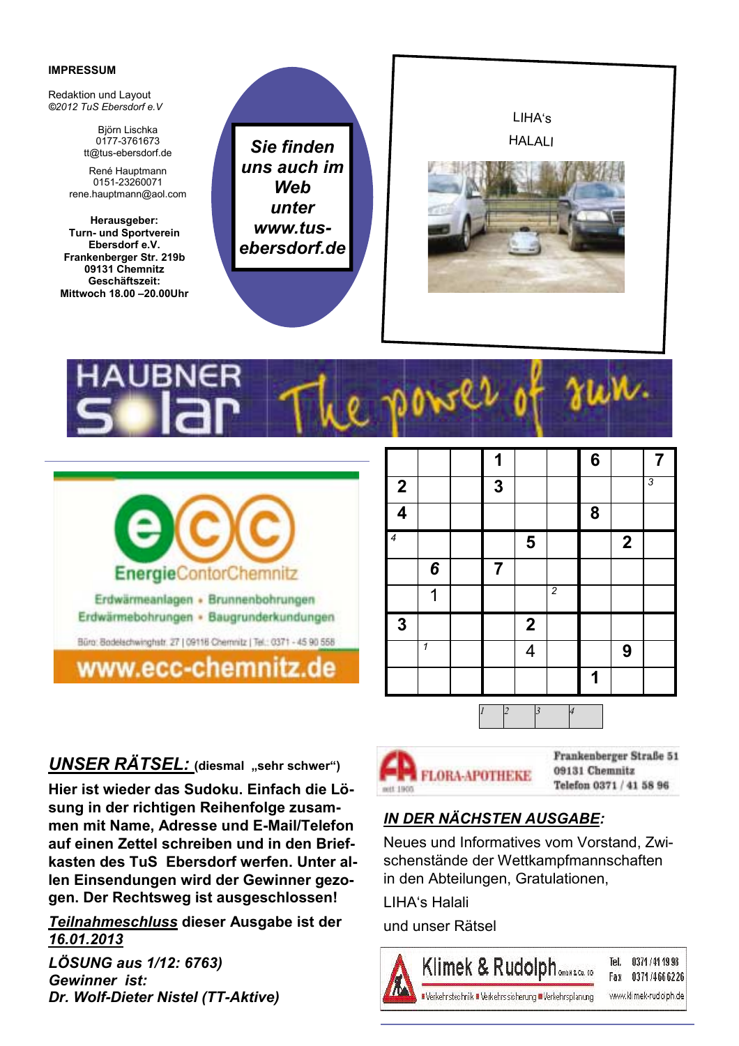**IMPRESSUM**

Redaktion und Layout
*©2012 TuS Ebersdorf e.V*

Björn Lischka
0177-3761673
tt@tus-ebersdorf.de

René Hauptmann
0151-23260071
rene.hauptmann@aol.com

**Herausgeber:**
**Turn- und Sportverein Ebersdorf e.V.**
**Frankenberger Str. 219b**
**09131 Chemnitz**
**Geschäftszeit:**
**Mittwoch 18.00 –20.00Uhr**

***Sie finden uns auch im Web unter www.tus-ebersdorf.de***

LIHA's
HALALI

HAUBNER solar The power of sun.

EnergieContorChemnitz
Erdwärmeanlagen • Brunnenbohrungen
Erdwärmebohrungen • Baugrunderkundungen
Büro: Bodelschwinghstr. 27 | 09116 Chemnitz | Tel.: 0371 - 45 90 558
www.ecc-chemnitz.de

| | | | | | | | | |
|---|---|---|---|---|---|---|---|---|
| | | | 1 | | | 6 | | 7 |
| 2 | | | 3 | | | | | *3* |
| 4 | | | | | | 8 | | |
| *4* | | | | 5 | | | 2 | |
| | 6 | | 7 | | | | | |
| | 1 | | | | *2* | | | |
| 3 | | | | 2 | | | | |
| | *1* | | | 4 | | | 9 | |
| | | | | | | 1 | | |

| *1* | *2* | *3* | *4* |
|---|---|---|---|
| | | | |

## *UNSER RÄTSEL:* (diesmal „sehr schwer")

**Hier ist wieder das Sudoku. Einfach die Lösung in der richtigen Reihenfolge zusammen mit Name, Adresse und E-Mail/Telefon auf einen Zettel schreiben und in den Briefkasten des TuS Ebersdorf werfen. Unter allen Einsendungen wird der Gewinner gezogen. Der Rechtsweg ist ausgeschlossen!**

***Teilnahmeschluss*** **dieser Ausgabe ist der** ***16.01.2013***

***LÖSUNG aus 1/12: 6763)***
***Gewinner ist:***
***Dr. Wolf-Dieter Nistel (TT-Aktive)***

FLORA-APOTHEKE seit 1905
Frankenberger Straße 51
09131 Chemnitz
Telefon 0371 / 41 58 96

## *IN DER NÄCHSTEN AUSGABE:*

Neues und Informatives vom Vorstand, Zwischenstände der Wettkampfmannschaften in den Abteilungen, Gratulationen,

LIHA's Halali

und unser Rätsel

Klimek & Rudolph GmbH & Co. KG
Verkehrstechnik • Verkehrssicherung • Verkehrsplanung
Tel. 0371 / 41 19 98
Fax 0371 / 466 6226
www.klimek-rudolph.de